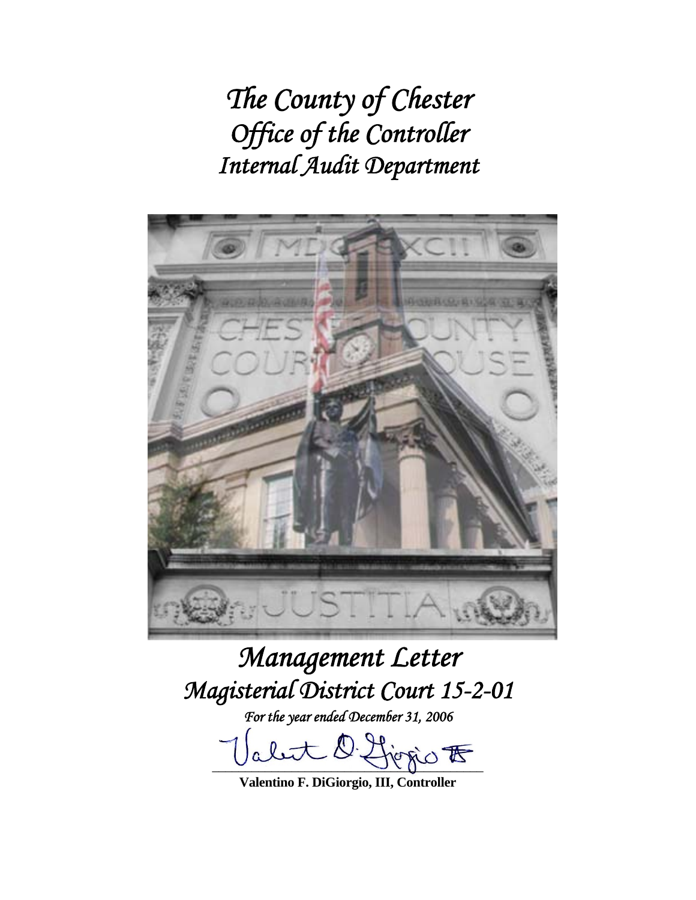# *The County of Chester*
# *Office of the Controller*
# *Internal Audit Department*

# *Management Letter*
# *Magisterial District Court 15-2-01*

*For the year ended December 31, 2006*

**Valentino F. DiGiorgio, III, Controller**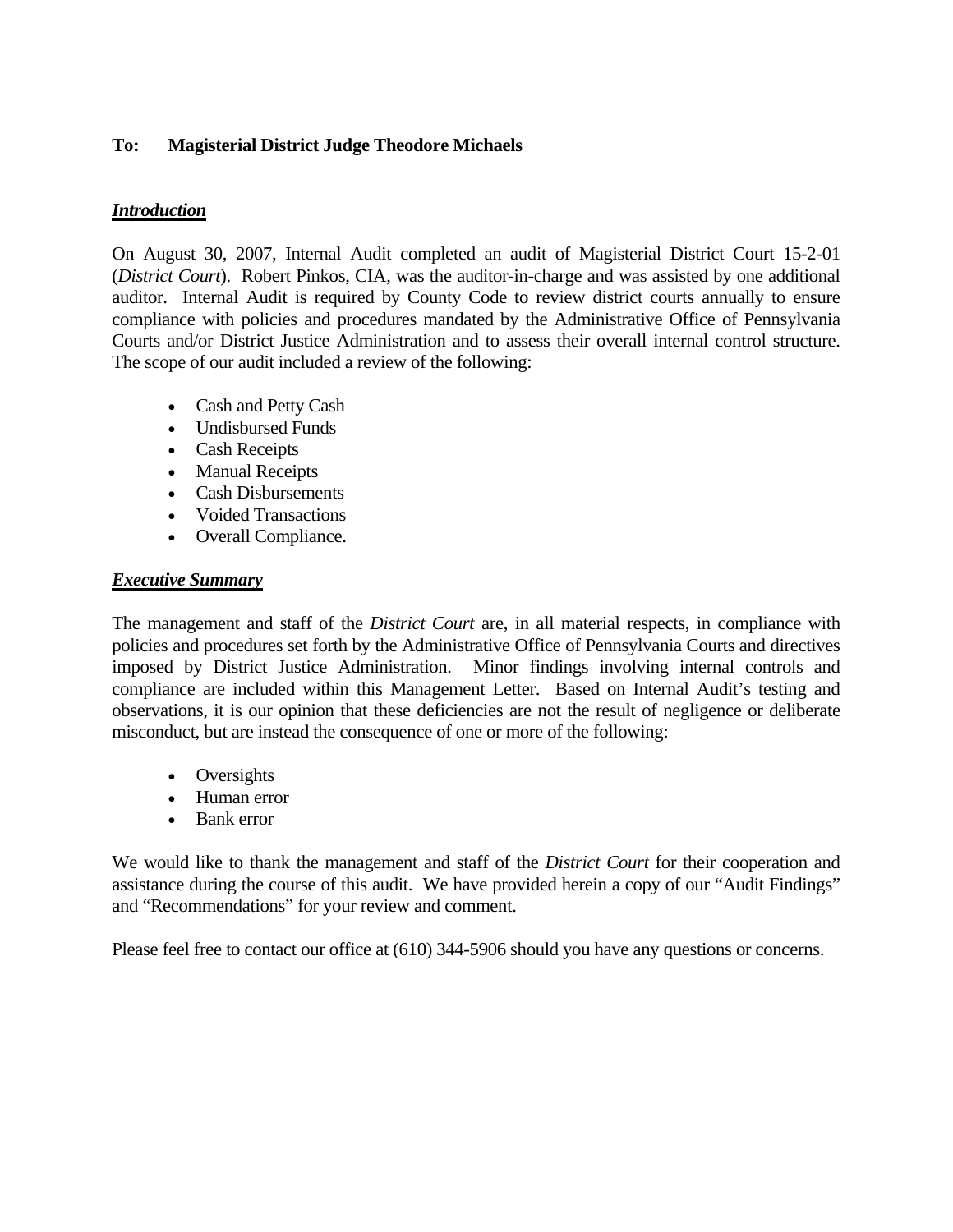**To: Magisterial District Judge Theodore Michaels**

***Introduction***

On August 30, 2007, Internal Audit completed an audit of Magisterial District Court 15-2-01 (*District Court*). Robert Pinkos, CIA, was the auditor-in-charge and was assisted by one additional auditor. Internal Audit is required by County Code to review district courts annually to ensure compliance with policies and procedures mandated by the Administrative Office of Pennsylvania Courts and/or District Justice Administration and to assess their overall internal control structure. The scope of our audit included a review of the following:

- Cash and Petty Cash
- Undisbursed Funds
- Cash Receipts
- Manual Receipts
- Cash Disbursements
- Voided Transactions
- Overall Compliance.

***Executive Summary***

The management and staff of the *District Court* are, in all material respects, in compliance with policies and procedures set forth by the Administrative Office of Pennsylvania Courts and directives imposed by District Justice Administration. Minor findings involving internal controls and compliance are included within this Management Letter. Based on Internal Audit's testing and observations, it is our opinion that these deficiencies are not the result of negligence or deliberate misconduct, but are instead the consequence of one or more of the following:

- Oversights
- Human error
- Bank error

We would like to thank the management and staff of the *District Court* for their cooperation and assistance during the course of this audit. We have provided herein a copy of our "Audit Findings" and "Recommendations" for your review and comment.

Please feel free to contact our office at (610) 344-5906 should you have any questions or concerns.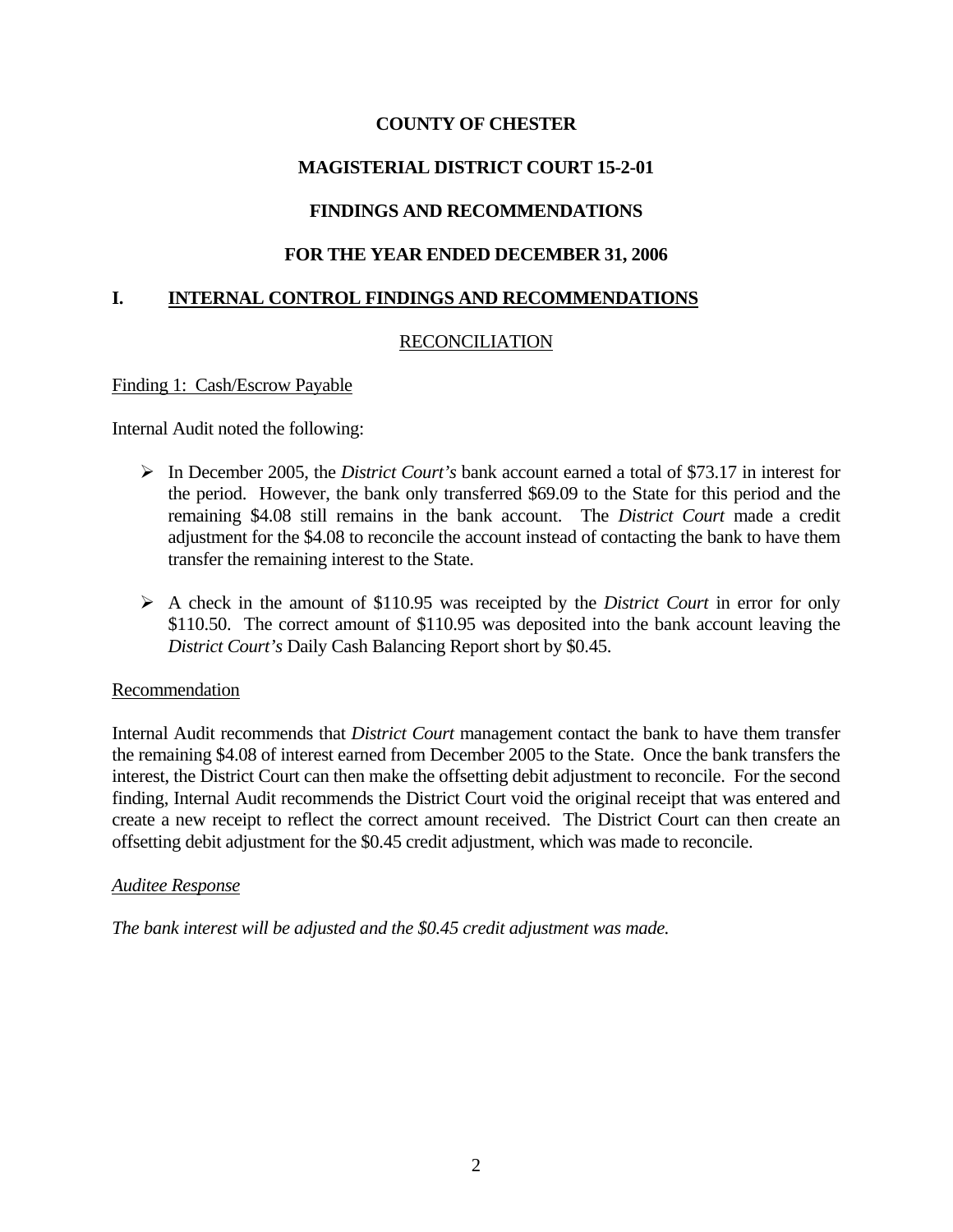**COUNTY OF CHESTER**

**MAGISTERIAL DISTRICT COURT 15-2-01**

**FINDINGS AND RECOMMENDATIONS**

**FOR THE YEAR ENDED DECEMBER 31, 2006**

## I. INTERNAL CONTROL FINDINGS AND RECOMMENDATIONS

### RECONCILIATION

Finding 1: Cash/Escrow Payable

Internal Audit noted the following:

- In December 2005, the *District Court's* bank account earned a total of $73.17 in interest for the period. However, the bank only transferred $69.09 to the State for this period and the remaining $4.08 still remains in the bank account. The *District Court* made a credit adjustment for the $4.08 to reconcile the account instead of contacting the bank to have them transfer the remaining interest to the State.
- A check in the amount of $110.95 was receipted by the *District Court* in error for only $110.50. The correct amount of $110.95 was deposited into the bank account leaving the *District Court's* Daily Cash Balancing Report short by $0.45.

Recommendation

Internal Audit recommends that *District Court* management contact the bank to have them transfer the remaining $4.08 of interest earned from December 2005 to the State. Once the bank transfers the interest, the District Court can then make the offsetting debit adjustment to reconcile. For the second finding, Internal Audit recommends the District Court void the original receipt that was entered and create a new receipt to reflect the correct amount received. The District Court can then create an offsetting debit adjustment for the $0.45 credit adjustment, which was made to reconcile.

*Auditee Response*

*The bank interest will be adjusted and the $0.45 credit adjustment was made.*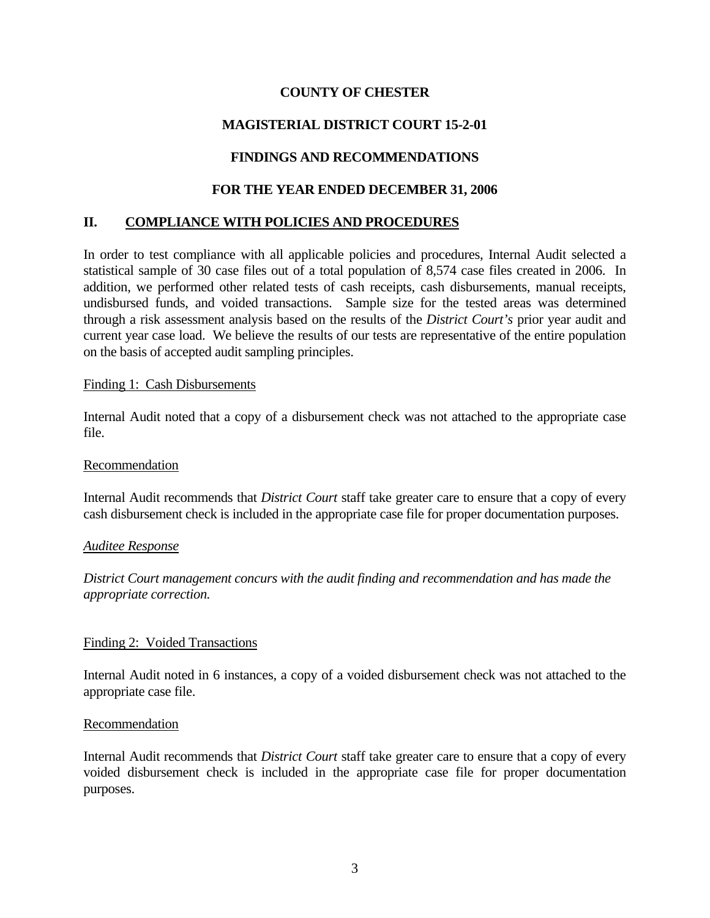**COUNTY OF CHESTER**

**MAGISTERIAL DISTRICT COURT 15-2-01**

**FINDINGS AND RECOMMENDATIONS**

**FOR THE YEAR ENDED DECEMBER 31, 2006**

## II. COMPLIANCE WITH POLICIES AND PROCEDURES

In order to test compliance with all applicable policies and procedures, Internal Audit selected a statistical sample of 30 case files out of a total population of 8,574 case files created in 2006. In addition, we performed other related tests of cash receipts, cash disbursements, manual receipts, undisbursed funds, and voided transactions. Sample size for the tested areas was determined through a risk assessment analysis based on the results of the *District Court's* prior year audit and current year case load. We believe the results of our tests are representative of the entire population on the basis of accepted audit sampling principles.

Finding 1: Cash Disbursements

Internal Audit noted that a copy of a disbursement check was not attached to the appropriate case file.

Recommendation

Internal Audit recommends that *District Court* staff take greater care to ensure that a copy of every cash disbursement check is included in the appropriate case file for proper documentation purposes.

*Auditee Response*

*District Court management concurs with the audit finding and recommendation and has made the appropriate correction.*

Finding 2: Voided Transactions

Internal Audit noted in 6 instances, a copy of a voided disbursement check was not attached to the appropriate case file.

Recommendation

Internal Audit recommends that *District Court* staff take greater care to ensure that a copy of every voided disbursement check is included in the appropriate case file for proper documentation purposes.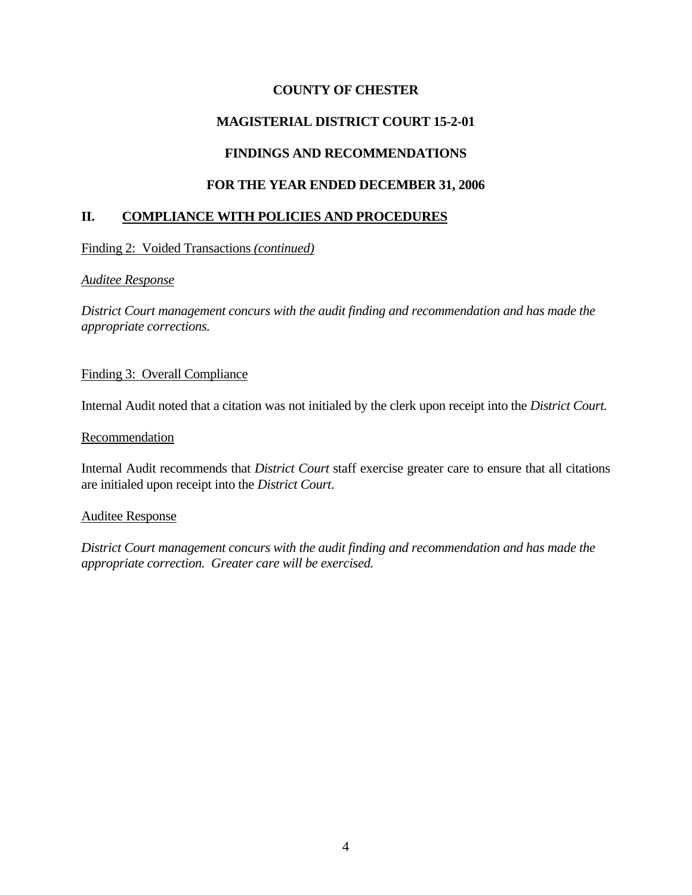**COUNTY OF CHESTER**

**MAGISTERIAL DISTRICT COURT 15-2-01**

**FINDINGS AND RECOMMENDATIONS**

**FOR THE YEAR ENDED DECEMBER 31, 2006**

## II. COMPLIANCE WITH POLICIES AND PROCEDURES

Finding 2: Voided Transactions *(continued)*

*Auditee Response*

*District Court management concurs with the audit finding and recommendation and has made the appropriate corrections.*

Finding 3: Overall Compliance

Internal Audit noted that a citation was not initialed by the clerk upon receipt into the *District Court.*

Recommendation

Internal Audit recommends that *District Court* staff exercise greater care to ensure that all citations are initialed upon receipt into the *District Court*.

Auditee Response

*District Court management concurs with the audit finding and recommendation and has made the appropriate correction. Greater care will be exercised.*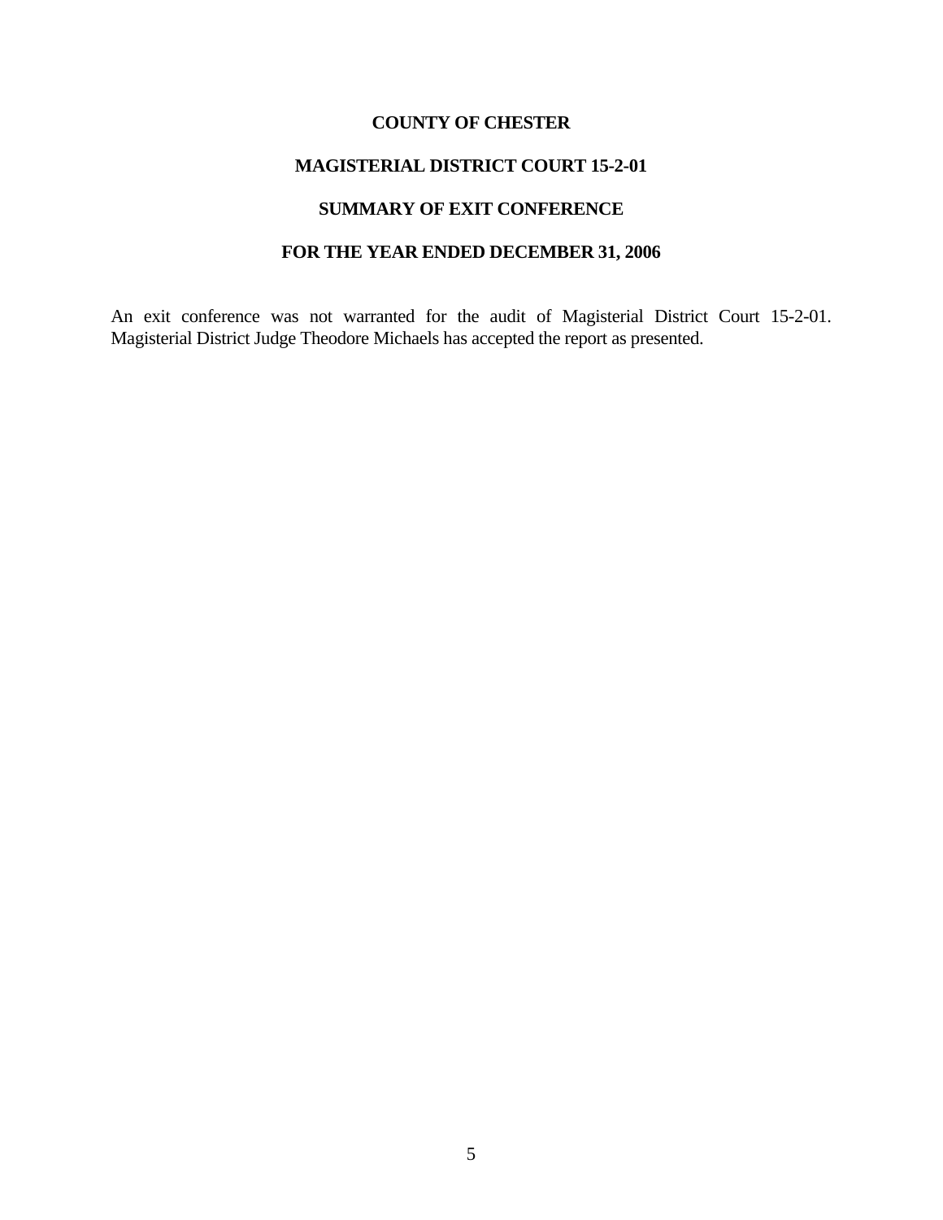**COUNTY OF CHESTER**

**MAGISTERIAL DISTRICT COURT 15-2-01**

**SUMMARY OF EXIT CONFERENCE**

**FOR THE YEAR ENDED DECEMBER 31, 2006**

An exit conference was not warranted for the audit of Magisterial District Court 15-2-01. Magisterial District Judge Theodore Michaels has accepted the report as presented.